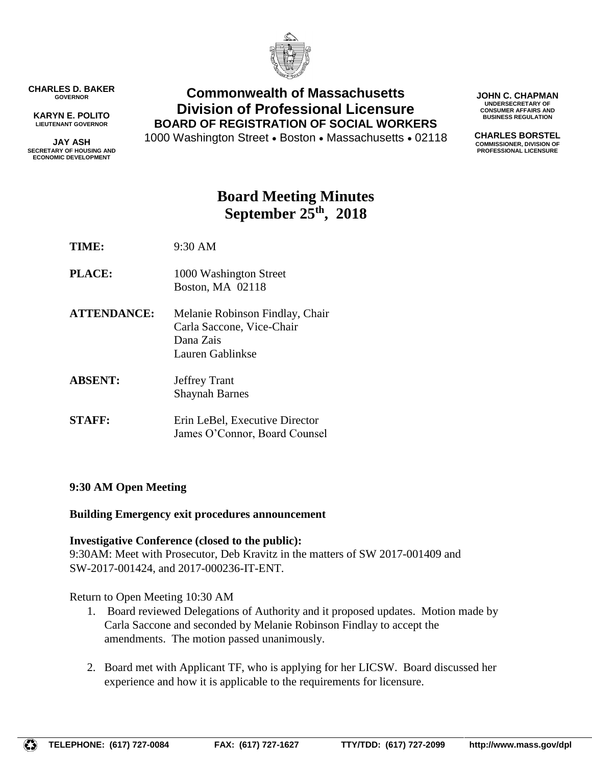**CHARLES D. BAKER**
GOVERNOR

**KARYN E. POLITO**
LIEUTENANT GOVERNOR

**JAY ASH**
SECRETARY OF HOUSING AND ECONOMIC DEVELOPMENT

**Commonwealth of Massachusetts**
**Division of Professional Licensure**
**BOARD OF REGISTRATION OF SOCIAL WORKERS**
1000 Washington Street • Boston • Massachusetts • 02118

**JOHN C. CHAPMAN**
UNDERSECRETARY OF CONSUMER AFFAIRS AND BUSINESS REGULATION

**CHARLES BORSTEL**
COMMISSIONER, DIVISION OF PROFESSIONAL LICENSURE

# Board Meeting Minutes
## September 25th, 2018

**TIME:** 9:30 AM

**PLACE:** 1000 Washington Street
Boston, MA 02118

**ATTENDANCE:** Melanie Robinson Findlay, Chair
Carla Saccone, Vice-Chair
Dana Zais
Lauren Gablinkse

**ABSENT:** Jeffrey Trant
Shaynah Barnes

**STAFF:** Erin LeBel, Executive Director
James O'Connor, Board Counsel

**9:30 AM Open Meeting**

**Building Emergency exit procedures announcement**

**Investigative Conference (closed to the public):**
9:30AM: Meet with Prosecutor, Deb Kravitz in the matters of SW 2017-001409 and SW-2017-001424, and 2017-000236-IT-ENT.

Return to Open Meeting 10:30 AM

1. Board reviewed Delegations of Authority and it proposed updates. Motion made by Carla Saccone and seconded by Melanie Robinson Findlay to accept the amendments. The motion passed unanimously.

2. Board met with Applicant TF, who is applying for her LICSW. Board discussed her experience and how it is applicable to the requirements for licensure.

TELEPHONE: (617) 727-0084 FAX: (617) 727-1627 TTY/TDD: (617) 727-2099 http://www.mass.gov/dpl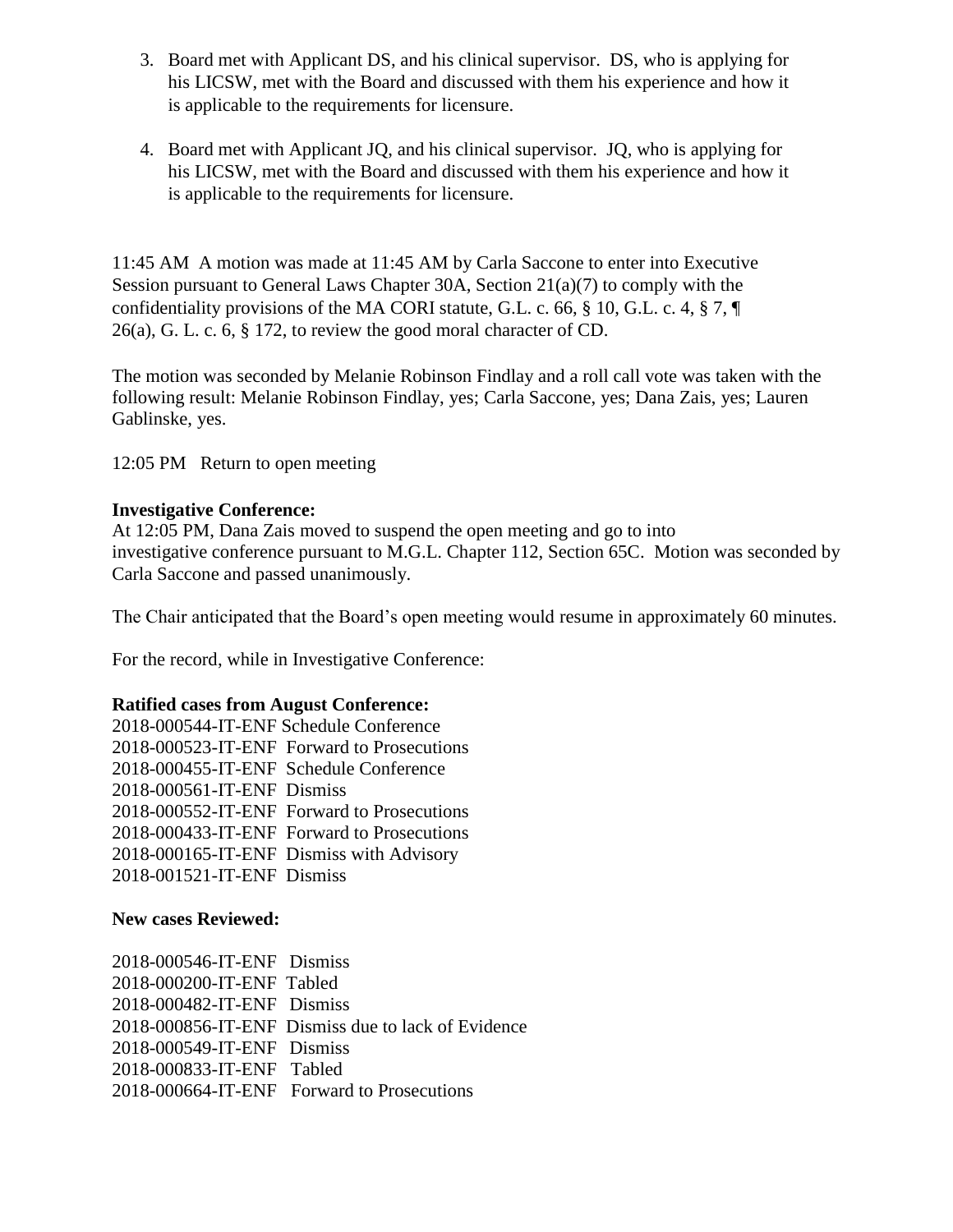3. Board met with Applicant DS, and his clinical supervisor. DS, who is applying for his LICSW, met with the Board and discussed with them his experience and how it is applicable to the requirements for licensure.

4. Board met with Applicant JQ, and his clinical supervisor. JQ, who is applying for his LICSW, met with the Board and discussed with them his experience and how it is applicable to the requirements for licensure.

11:45 AM A motion was made at 11:45 AM by Carla Saccone to enter into Executive Session pursuant to General Laws Chapter 30A, Section 21(a)(7) to comply with the confidentiality provisions of the MA CORI statute, G.L. c. 66, § 10, G.L. c. 4, § 7, ¶ 26(a), G. L. c. 6, § 172, to review the good moral character of CD.

The motion was seconded by Melanie Robinson Findlay and a roll call vote was taken with the following result: Melanie Robinson Findlay, yes; Carla Saccone, yes; Dana Zais, yes; Lauren Gablinske, yes.

12:05 PM Return to open meeting

**Investigative Conference:**
At 12:05 PM, Dana Zais moved to suspend the open meeting and go to into investigative conference pursuant to M.G.L. Chapter 112, Section 65C. Motion was seconded by Carla Saccone and passed unanimously.

The Chair anticipated that the Board's open meeting would resume in approximately 60 minutes.

For the record, while in Investigative Conference:

**Ratified cases from August Conference:**
2018-000544-IT-ENF Schedule Conference
2018-000523-IT-ENF Forward to Prosecutions
2018-000455-IT-ENF Schedule Conference
2018-000561-IT-ENF Dismiss
2018-000552-IT-ENF Forward to Prosecutions
2018-000433-IT-ENF Forward to Prosecutions
2018-000165-IT-ENF Dismiss with Advisory
2018-001521-IT-ENF Dismiss

**New cases Reviewed:**

2018-000546-IT-ENF Dismiss
2018-000200-IT-ENF Tabled
2018-000482-IT-ENF Dismiss
2018-000856-IT-ENF Dismiss due to lack of Evidence
2018-000549-IT-ENF Dismiss
2018-000833-IT-ENF Tabled
2018-000664-IT-ENF Forward to Prosecutions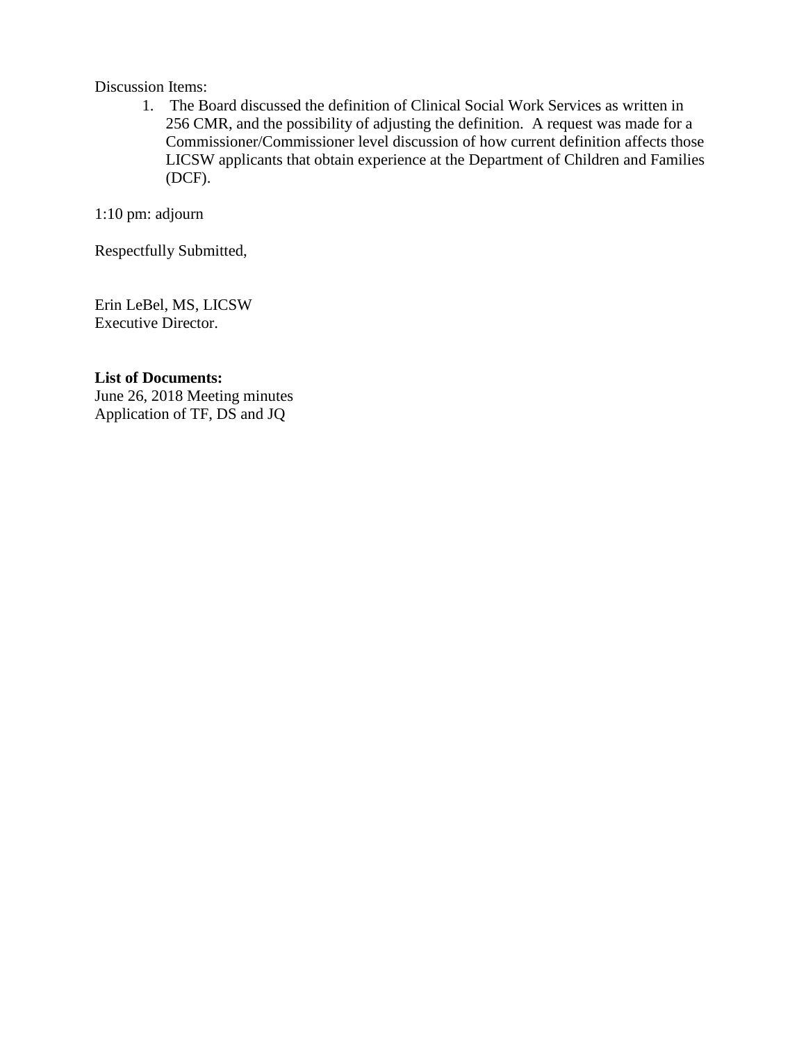Discussion Items:

1. The Board discussed the definition of Clinical Social Work Services as written in 256 CMR, and the possibility of adjusting the definition. A request was made for a Commissioner/Commissioner level discussion of how current definition affects those LICSW applicants that obtain experience at the Department of Children and Families (DCF).

1:10 pm: adjourn

Respectfully Submitted,

Erin LeBel, MS, LICSW
Executive Director.

**List of Documents:**
June 26, 2018 Meeting minutes
Application of TF, DS and JQ